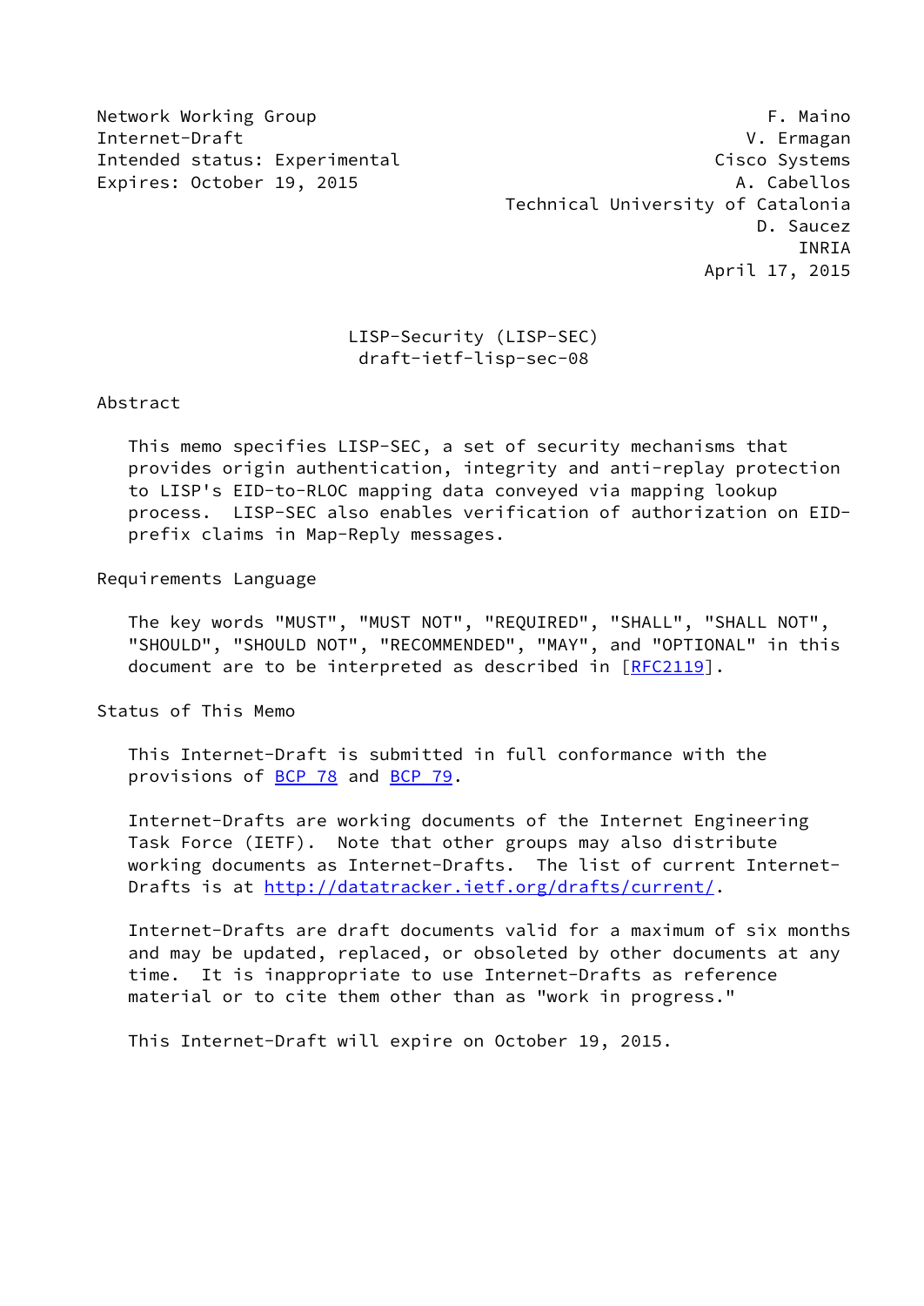Network Working Group F. Maino
Internet-Draft V. Ermagan
Intended status: Experimental Cisco Systems
Expires: October 19, 2015 A. Cabellos
Technical University of Catalonia
D. Saucez
INRIA
April 17, 2015

# LISP-Security (LISP-SEC)
draft-ietf-lisp-sec-08

## Abstract

This memo specifies LISP-SEC, a set of security mechanisms that provides origin authentication, integrity and anti-replay protection to LISP's EID-to-RLOC mapping data conveyed via mapping lookup process. LISP-SEC also enables verification of authorization on EID-prefix claims in Map-Reply messages.

## Requirements Language

The key words "MUST", "MUST NOT", "REQUIRED", "SHALL", "SHALL NOT", "SHOULD", "SHOULD NOT", "RECOMMENDED", "MAY", and "OPTIONAL" in this document are to be interpreted as described in [RFC2119].

## Status of This Memo

This Internet-Draft is submitted in full conformance with the provisions of BCP 78 and BCP 79.

Internet-Drafts are working documents of the Internet Engineering Task Force (IETF). Note that other groups may also distribute working documents as Internet-Drafts. The list of current Internet-Drafts is at http://datatracker.ietf.org/drafts/current/.

Internet-Drafts are draft documents valid for a maximum of six months and may be updated, replaced, or obsoleted by other documents at any time. It is inappropriate to use Internet-Drafts as reference material or to cite them other than as "work in progress."

This Internet-Draft will expire on October 19, 2015.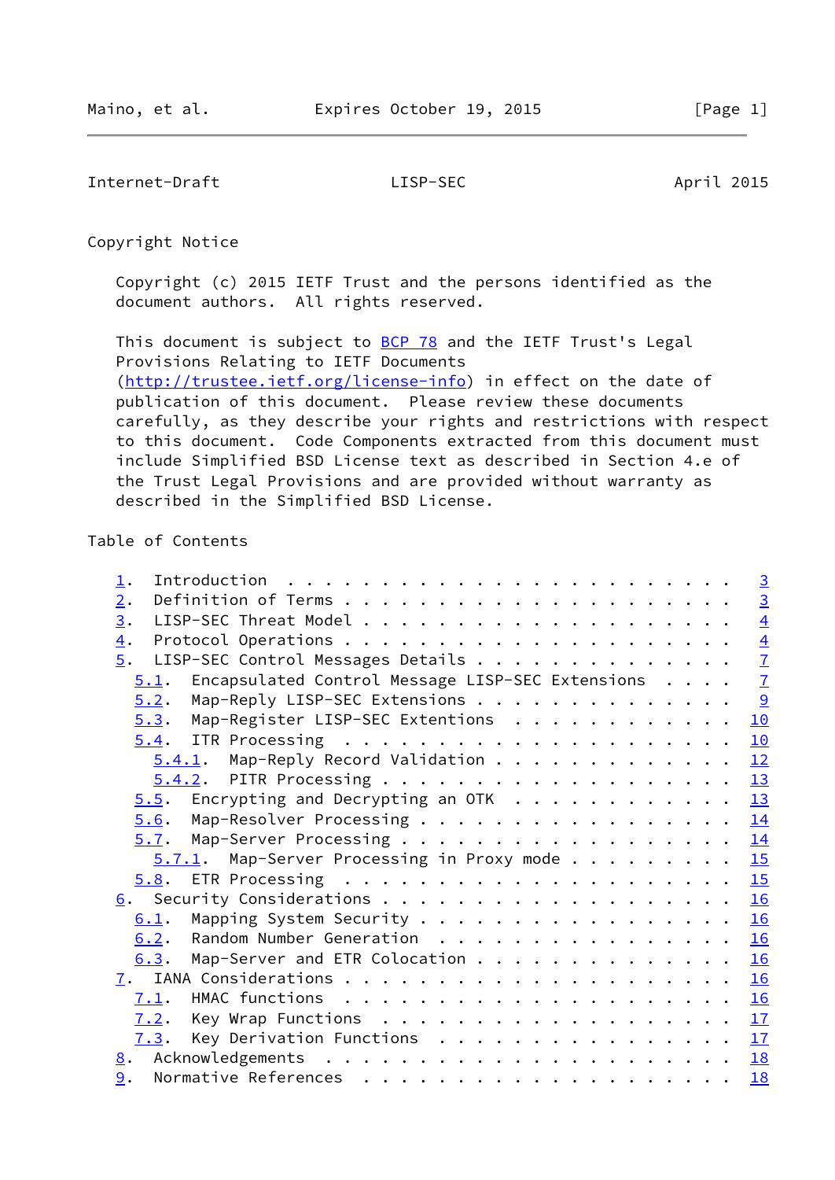## Copyright Notice

Copyright (c) 2015 IETF Trust and the persons identified as the document authors. All rights reserved.

This document is subject to BCP 78 and the IETF Trust's Legal Provisions Relating to IETF Documents (http://trustee.ietf.org/license-info) in effect on the date of publication of this document. Please review these documents carefully, as they describe your rights and restrictions with respect to this document. Code Components extracted from this document must include Simplified BSD License text as described in Section 4.e of the Trust Legal Provisions and are provided without warranty as described in the Simplified BSD License.

## Table of Contents

```
   1.  Introduction . . . . . . . . . . . . . . . . . . . . . . . .   3
   2.  Definition of Terms . . . . . . . . . . . . . . . . . . . . .   3
   3.  LISP-SEC Threat Model . . . . . . . . . . . . . . . . . . . .   4
   4.  Protocol Operations . . . . . . . . . . . . . . . . . . . . .   4
   5.  LISP-SEC Control Messages Details . . . . . . . . . . . . . .   7
     5.1.  Encapsulated Control Message LISP-SEC Extensions . . . .   7
     5.2.  Map-Reply LISP-SEC Extensions . . . . . . . . . . . . . .   9
     5.3.  Map-Register LISP-SEC Extentions  . . . . . . . . . . . .  10
     5.4.  ITR Processing  . . . . . . . . . . . . . . . . . . . . .  10
       5.4.1.  Map-Reply Record Validation . . . . . . . . . . . . .  12
       5.4.2.  PITR Processing . . . . . . . . . . . . . . . . . . .  13
     5.5.  Encrypting and Decrypting an OTK  . . . . . . . . . . . .  13
     5.6.  Map-Resolver Processing . . . . . . . . . . . . . . . . .  14
     5.7.  Map-Server Processing . . . . . . . . . . . . . . . . . .  14
       5.7.1.  Map-Server Processing in Proxy mode . . . . . . . . .  15
     5.8.  ETR Processing  . . . . . . . . . . . . . . . . . . . . .  15
   6.  Security Considerations . . . . . . . . . . . . . . . . . . .  16
     6.1.  Mapping System Security . . . . . . . . . . . . . . . . .  16
     6.2.  Random Number Generation  . . . . . . . . . . . . . . . .  16
     6.3.  Map-Server and ETR Colocation . . . . . . . . . . . . . .  16
   7.  IANA Considerations . . . . . . . . . . . . . . . . . . . . .  16
     7.1.  HMAC functions  . . . . . . . . . . . . . . . . . . . . .  16
     7.2.  Key Wrap Functions  . . . . . . . . . . . . . . . . . . .  17
     7.3.  Key Derivation Functions  . . . . . . . . . . . . . . . .  17
   8.  Acknowledgements  . . . . . . . . . . . . . . . . . . . . . .  18
   9.  Normative References  . . . . . . . . . . . . . . . . . . . .  18
```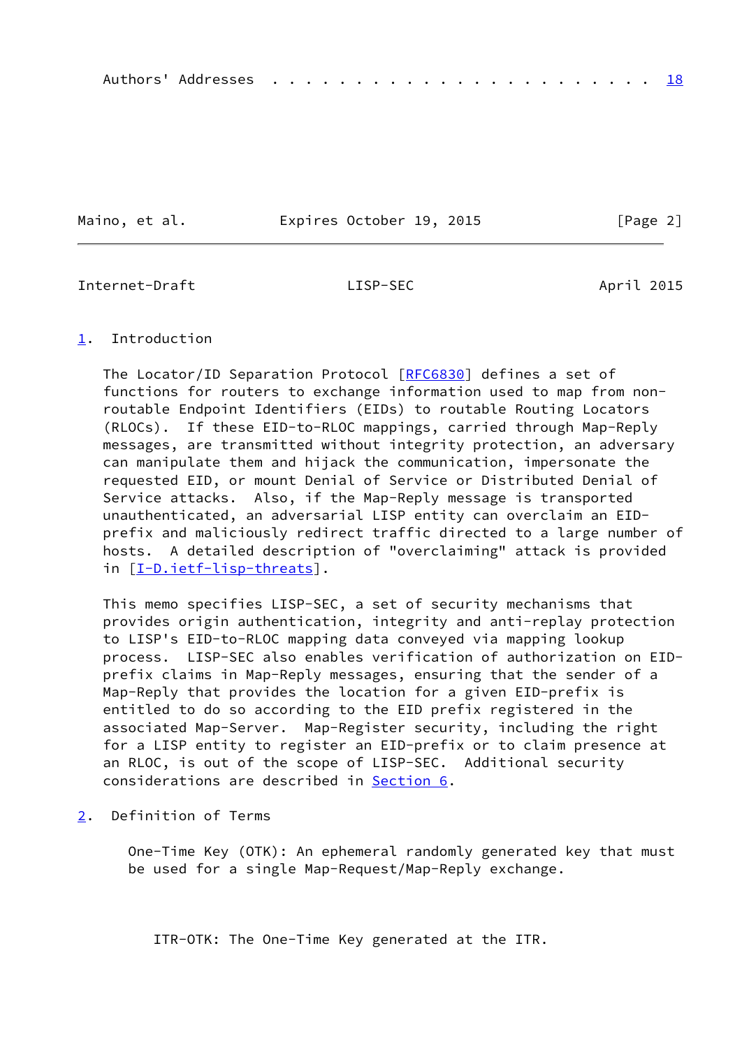Authors' Addresses . . . . . . . . . . . . . . . . . . . . . . . 18

## 1. Introduction

The Locator/ID Separation Protocol [RFC6830] defines a set of functions for routers to exchange information used to map from non-routable Endpoint Identifiers (EIDs) to routable Routing Locators (RLOCs). If these EID-to-RLOC mappings, carried through Map-Reply messages, are transmitted without integrity protection, an adversary can manipulate them and hijack the communication, impersonate the requested EID, or mount Denial of Service or Distributed Denial of Service attacks. Also, if the Map-Reply message is transported unauthenticated, an adversarial LISP entity can overclaim an EID-prefix and maliciously redirect traffic directed to a large number of hosts. A detailed description of "overclaiming" attack is provided in [I-D.ietf-lisp-threats].

This memo specifies LISP-SEC, a set of security mechanisms that provides origin authentication, integrity and anti-replay protection to LISP's EID-to-RLOC mapping data conveyed via mapping lookup process. LISP-SEC also enables verification of authorization on EID-prefix claims in Map-Reply messages, ensuring that the sender of a Map-Reply that provides the location for a given EID-prefix is entitled to do so according to the EID prefix registered in the associated Map-Server. Map-Register security, including the right for a LISP entity to register an EID-prefix or to claim presence at an RLOC, is out of the scope of LISP-SEC. Additional security considerations are described in Section 6.

## 2. Definition of Terms

One-Time Key (OTK): An ephemeral randomly generated key that must be used for a single Map-Request/Map-Reply exchange.

ITR-OTK: The One-Time Key generated at the ITR.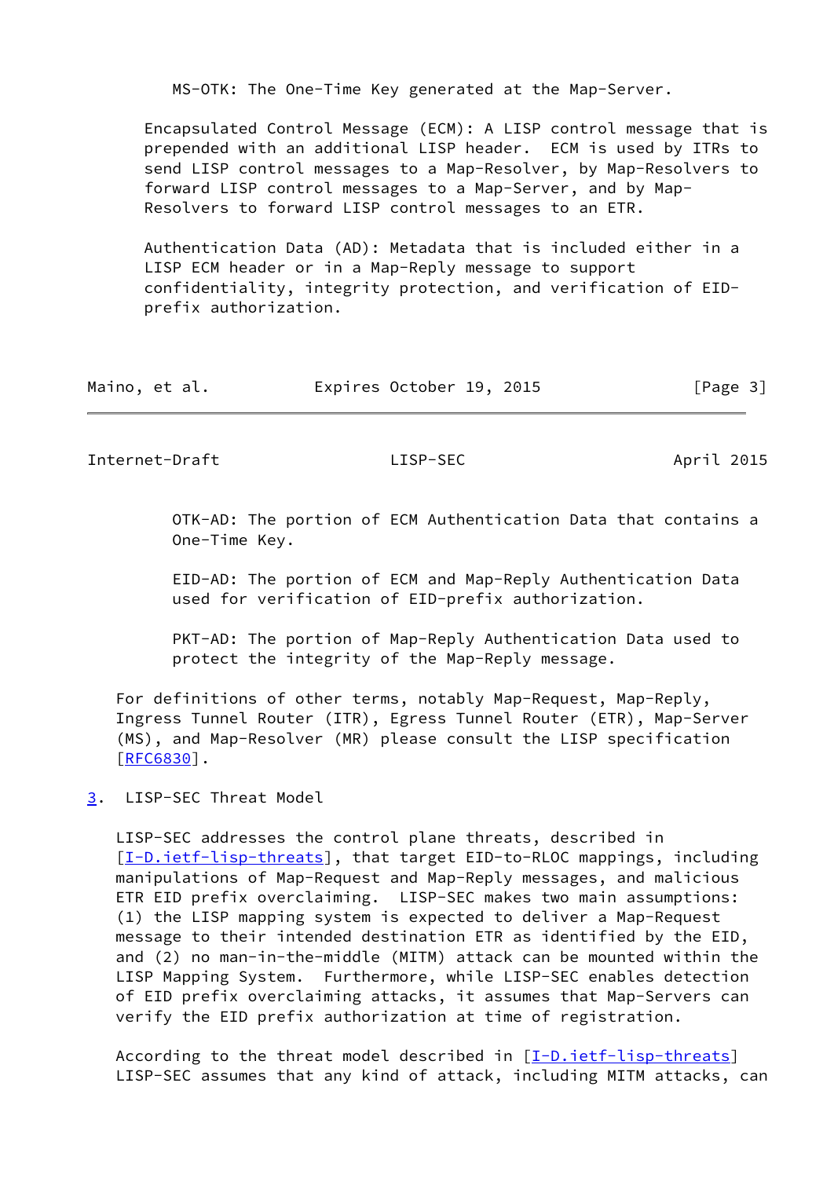MS-OTK: The One-Time Key generated at the Map-Server.

Encapsulated Control Message (ECM): A LISP control message that is prepended with an additional LISP header. ECM is used by ITRs to send LISP control messages to a Map-Resolver, by Map-Resolvers to forward LISP control messages to a Map-Server, and by Map-Resolvers to forward LISP control messages to an ETR.

Authentication Data (AD): Metadata that is included either in a LISP ECM header or in a Map-Reply message to support confidentiality, integrity protection, and verification of EID-prefix authorization.

OTK-AD: The portion of ECM Authentication Data that contains a One-Time Key.

EID-AD: The portion of ECM and Map-Reply Authentication Data used for verification of EID-prefix authorization.

PKT-AD: The portion of Map-Reply Authentication Data used to protect the integrity of the Map-Reply message.

For definitions of other terms, notably Map-Request, Map-Reply, Ingress Tunnel Router (ITR), Egress Tunnel Router (ETR), Map-Server (MS), and Map-Resolver (MR) please consult the LISP specification [RFC6830].

## 3. LISP-SEC Threat Model

LISP-SEC addresses the control plane threats, described in [I-D.ietf-lisp-threats], that target EID-to-RLOC mappings, including manipulations of Map-Request and Map-Reply messages, and malicious ETR EID prefix overclaiming. LISP-SEC makes two main assumptions: (1) the LISP mapping system is expected to deliver a Map-Request message to their intended destination ETR as identified by the EID, and (2) no man-in-the-middle (MITM) attack can be mounted within the LISP Mapping System. Furthermore, while LISP-SEC enables detection of EID prefix overclaiming attacks, it assumes that Map-Servers can verify the EID prefix authorization at time of registration.

According to the threat model described in [I-D.ietf-lisp-threats] LISP-SEC assumes that any kind of attack, including MITM attacks, can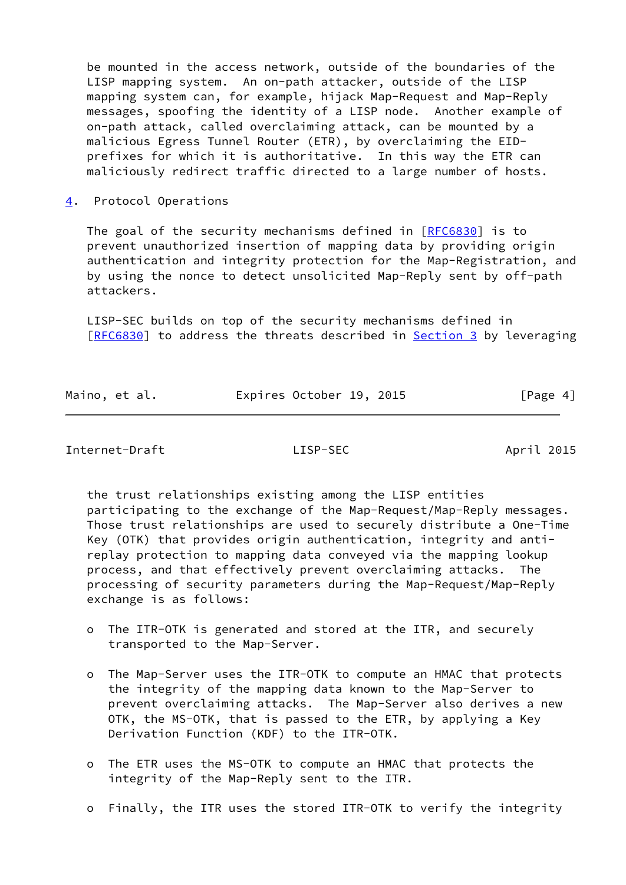be mounted in the access network, outside of the boundaries of the LISP mapping system. An on-path attacker, outside of the LISP mapping system can, for example, hijack Map-Request and Map-Reply messages, spoofing the identity of a LISP node. Another example of on-path attack, called overclaiming attack, can be mounted by a malicious Egress Tunnel Router (ETR), by overclaiming the EID-prefixes for which it is authoritative. In this way the ETR can maliciously redirect traffic directed to a large number of hosts.

## 4. Protocol Operations

The goal of the security mechanisms defined in [RFC6830] is to prevent unauthorized insertion of mapping data by providing origin authentication and integrity protection for the Map-Registration, and by using the nonce to detect unsolicited Map-Reply sent by off-path attackers.

LISP-SEC builds on top of the security mechanisms defined in [RFC6830] to address the threats described in Section 3 by leveraging the trust relationships existing among the LISP entities participating to the exchange of the Map-Request/Map-Reply messages. Those trust relationships are used to securely distribute a One-Time Key (OTK) that provides origin authentication, integrity and anti-replay protection to mapping data conveyed via the mapping lookup process, and that effectively prevent overclaiming attacks. The processing of security parameters during the Map-Request/Map-Reply exchange is as follows:

- The ITR-OTK is generated and stored at the ITR, and securely transported to the Map-Server.

- The Map-Server uses the ITR-OTK to compute an HMAC that protects the integrity of the mapping data known to the Map-Server to prevent overclaiming attacks. The Map-Server also derives a new OTK, the MS-OTK, that is passed to the ETR, by applying a Key Derivation Function (KDF) to the ITR-OTK.

- The ETR uses the MS-OTK to compute an HMAC that protects the integrity of the Map-Reply sent to the ITR.

- Finally, the ITR uses the stored ITR-OTK to verify the integrity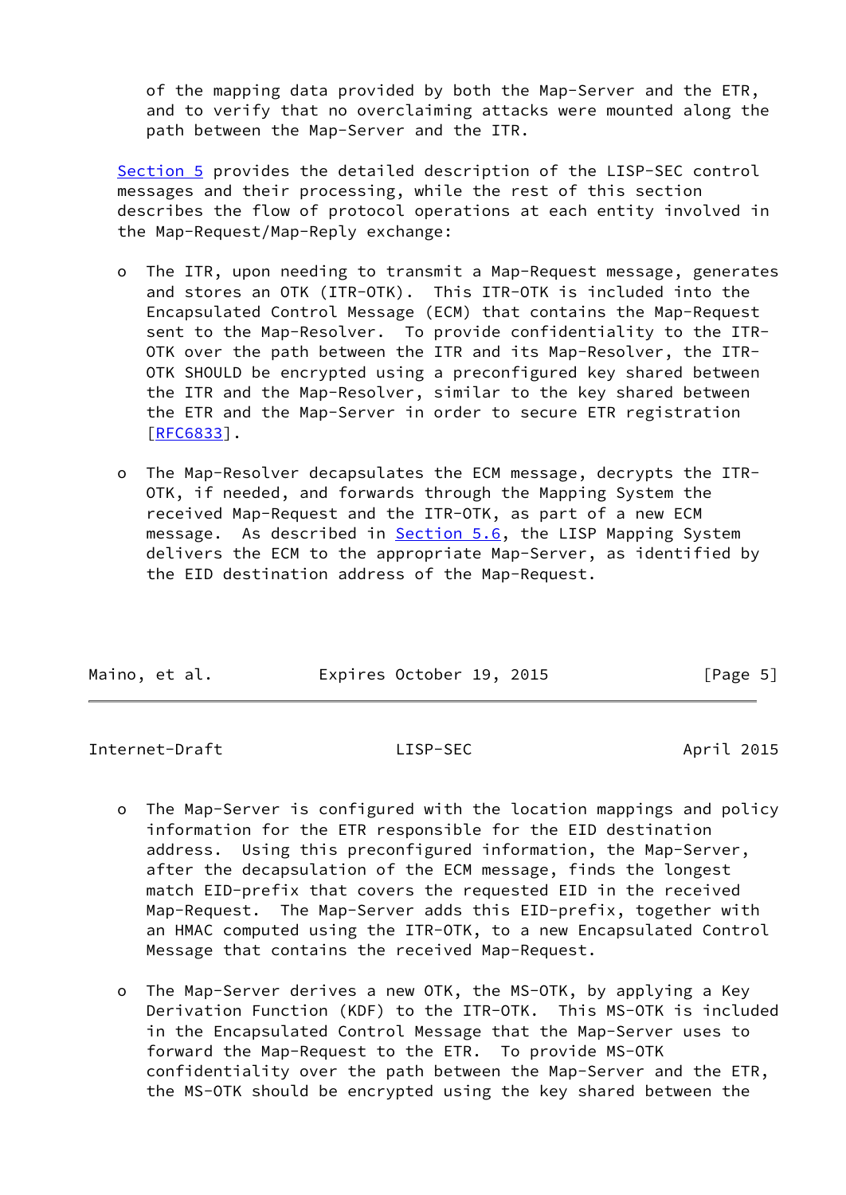of the mapping data provided by both the Map-Server and the ETR, and to verify that no overclaiming attacks were mounted along the path between the Map-Server and the ITR.

Section 5 provides the detailed description of the LISP-SEC control messages and their processing, while the rest of this section describes the flow of protocol operations at each entity involved in the Map-Request/Map-Reply exchange:

- The ITR, upon needing to transmit a Map-Request message, generates and stores an OTK (ITR-OTK). This ITR-OTK is included into the Encapsulated Control Message (ECM) that contains the Map-Request sent to the Map-Resolver. To provide confidentiality to the ITR-OTK over the path between the ITR and its Map-Resolver, the ITR-OTK SHOULD be encrypted using a preconfigured key shared between the ITR and the Map-Resolver, similar to the key shared between the ETR and the Map-Server in order to secure ETR registration [RFC6833].

- The Map-Resolver decapsulates the ECM message, decrypts the ITR-OTK, if needed, and forwards through the Mapping System the received Map-Request and the ITR-OTK, as part of a new ECM message. As described in Section 5.6, the LISP Mapping System delivers the ECM to the appropriate Map-Server, as identified by the EID destination address of the Map-Request.

- The Map-Server is configured with the location mappings and policy information for the ETR responsible for the EID destination address. Using this preconfigured information, the Map-Server, after the decapsulation of the ECM message, finds the longest match EID-prefix that covers the requested EID in the received Map-Request. The Map-Server adds this EID-prefix, together with an HMAC computed using the ITR-OTK, to a new Encapsulated Control Message that contains the received Map-Request.

- The Map-Server derives a new OTK, the MS-OTK, by applying a Key Derivation Function (KDF) to the ITR-OTK. This MS-OTK is included in the Encapsulated Control Message that the Map-Server uses to forward the Map-Request to the ETR. To provide MS-OTK confidentiality over the path between the Map-Server and the ETR, the MS-OTK should be encrypted using the key shared between the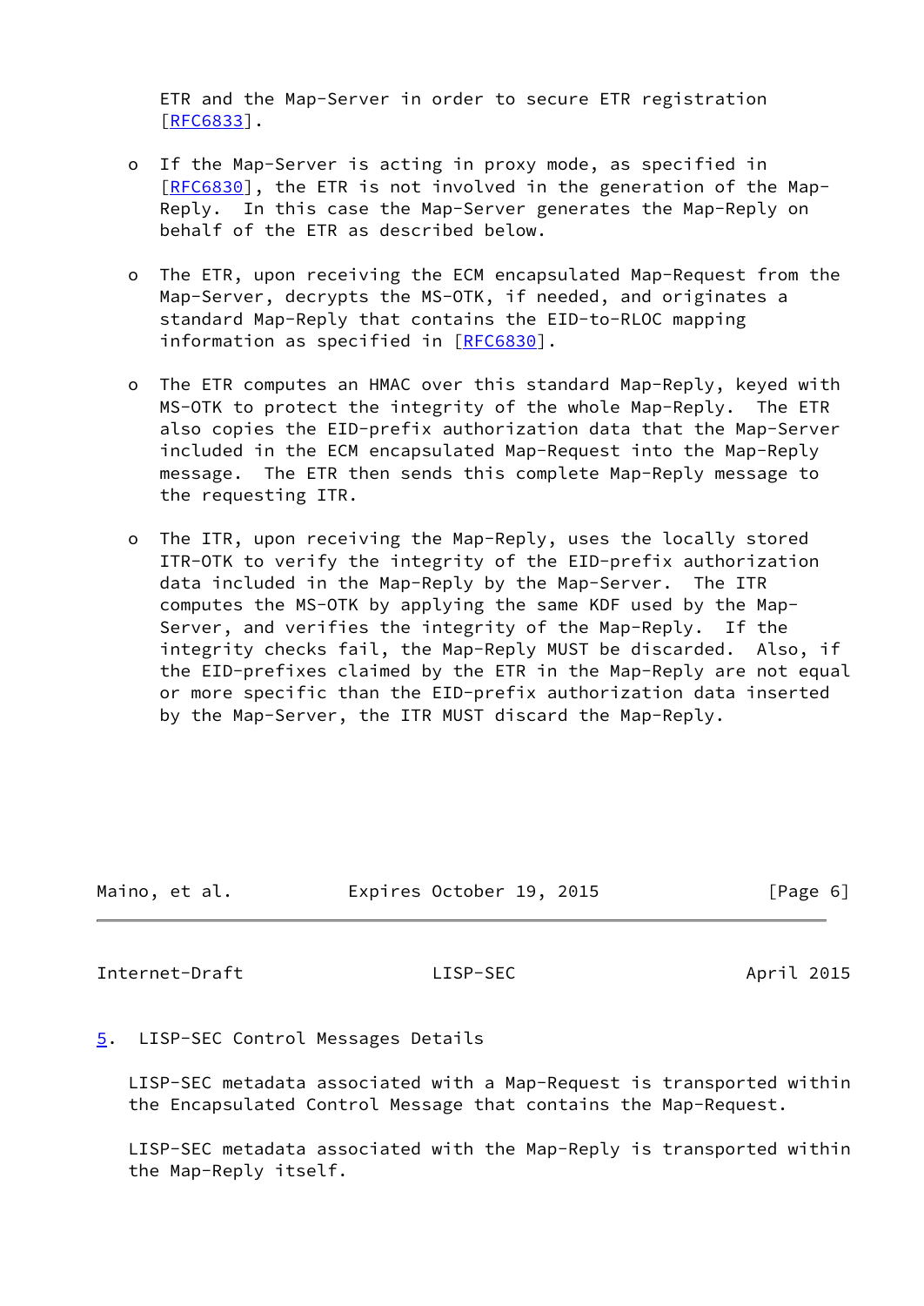ETR and the Map-Server in order to secure ETR registration [RFC6833].

- If the Map-Server is acting in proxy mode, as specified in [RFC6830], the ETR is not involved in the generation of the Map-Reply. In this case the Map-Server generates the Map-Reply on behalf of the ETR as described below.

- The ETR, upon receiving the ECM encapsulated Map-Request from the Map-Server, decrypts the MS-OTK, if needed, and originates a standard Map-Reply that contains the EID-to-RLOC mapping information as specified in [RFC6830].

- The ETR computes an HMAC over this standard Map-Reply, keyed with MS-OTK to protect the integrity of the whole Map-Reply. The ETR also copies the EID-prefix authorization data that the Map-Server included in the ECM encapsulated Map-Request into the Map-Reply message. The ETR then sends this complete Map-Reply message to the requesting ITR.

- The ITR, upon receiving the Map-Reply, uses the locally stored ITR-OTK to verify the integrity of the EID-prefix authorization data included in the Map-Reply by the Map-Server. The ITR computes the MS-OTK by applying the same KDF used by the Map-Server, and verifies the integrity of the Map-Reply. If the integrity checks fail, the Map-Reply MUST be discarded. Also, if the EID-prefixes claimed by the ETR in the Map-Reply are not equal or more specific than the EID-prefix authorization data inserted by the Map-Server, the ITR MUST discard the Map-Reply.

## 5. LISP-SEC Control Messages Details

LISP-SEC metadata associated with a Map-Request is transported within the Encapsulated Control Message that contains the Map-Request.

LISP-SEC metadata associated with the Map-Reply is transported within the Map-Reply itself.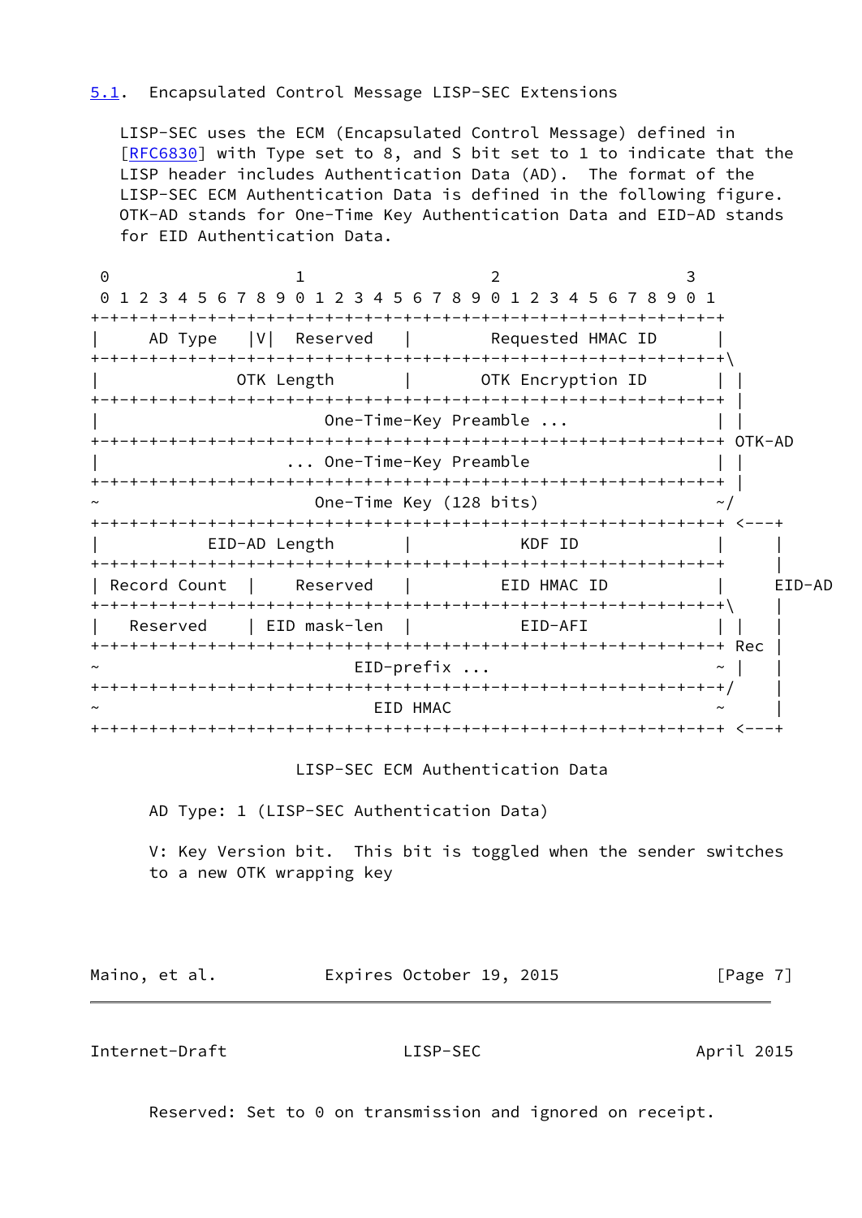## 5.1. Encapsulated Control Message LISP-SEC Extensions

LISP-SEC uses the ECM (Encapsulated Control Message) defined in [RFC6830] with Type set to 8, and S bit set to 1 to indicate that the LISP header includes Authentication Data (AD). The format of the LISP-SEC ECM Authentication Data is defined in the following figure. OTK-AD stands for One-Time Key Authentication Data and EID-AD stands for EID Authentication Data.

```
 0                   1                   2                   3
 0 1 2 3 4 5 6 7 8 9 0 1 2 3 4 5 6 7 8 9 0 1 2 3 4 5 6 7 8 9 0 1
+-+-+-+-+-+-+-+-+-+-+-+-+-+-+-+-+-+-+-+-+-+-+-+-+-+-+-+-+-+-+-+-+
|     AD Type   |V|  Reserved   |        Requested HMAC ID      |
+-+-+-+-+-+-+-+-+-+-+-+-+-+-+-+-+-+-+-+-+-+-+-+-+-+-+-+-+-+-+-+-+\
|              OTK Length       |       OTK Encryption ID       | |
+-+-+-+-+-+-+-+-+-+-+-+-+-+-+-+-+-+-+-+-+-+-+-+-+-+-+-+-+-+-+-+-+ |
|                       One-Time-Key Preamble ...               | |
+-+-+-+-+-+-+-+-+-+-+-+-+-+-+-+-+-+-+-+-+-+-+-+-+-+-+-+-+-+-+-+-+ OTK-AD
|                   ... One-Time-Key Preamble                   | |
+-+-+-+-+-+-+-+-+-+-+-+-+-+-+-+-+-+-+-+-+-+-+-+-+-+-+-+-+-+-+-+-+ |
~                      One-Time Key (128 bits)                  ~/
+-+-+-+-+-+-+-+-+-+-+-+-+-+-+-+-+-+-+-+-+-+-+-+-+-+-+-+-+-+-+-+-+ <---+
|           EID-AD Length       |             KDF ID            |     |
+-+-+-+-+-+-+-+-+-+-+-+-+-+-+-+-+-+-+-+-+-+-+-+-+-+-+-+-+-+-+-+-+     |
| Record Count  |    Reserved   |         EID HMAC ID           |    EID-AD
+-+-+-+-+-+-+-+-+-+-+-+-+-+-+-+-+-+-+-+-+-+-+-+-+-+-+-+-+-+-+-+-+\    |
|   Reserved    | EID mask-len  |           EID-AFI             | |   |
+-+-+-+-+-+-+-+-+-+-+-+-+-+-+-+-+-+-+-+-+-+-+-+-+-+-+-+-+-+-+-+-+ Rec |
~                          EID-prefix ...                       ~ |   |
+-+-+-+-+-+-+-+-+-+-+-+-+-+-+-+-+-+-+-+-+-+-+-+-+-+-+-+-+-+-+-+-+/    |
~                            EID HMAC                           ~     |
+-+-+-+-+-+-+-+-+-+-+-+-+-+-+-+-+-+-+-+-+-+-+-+-+-+-+-+-+-+-+-+-+ <---+
```

LISP-SEC ECM Authentication Data

AD Type: 1 (LISP-SEC Authentication Data)

V: Key Version bit. This bit is toggled when the sender switches to a new OTK wrapping key

Reserved: Set to 0 on transmission and ignored on receipt.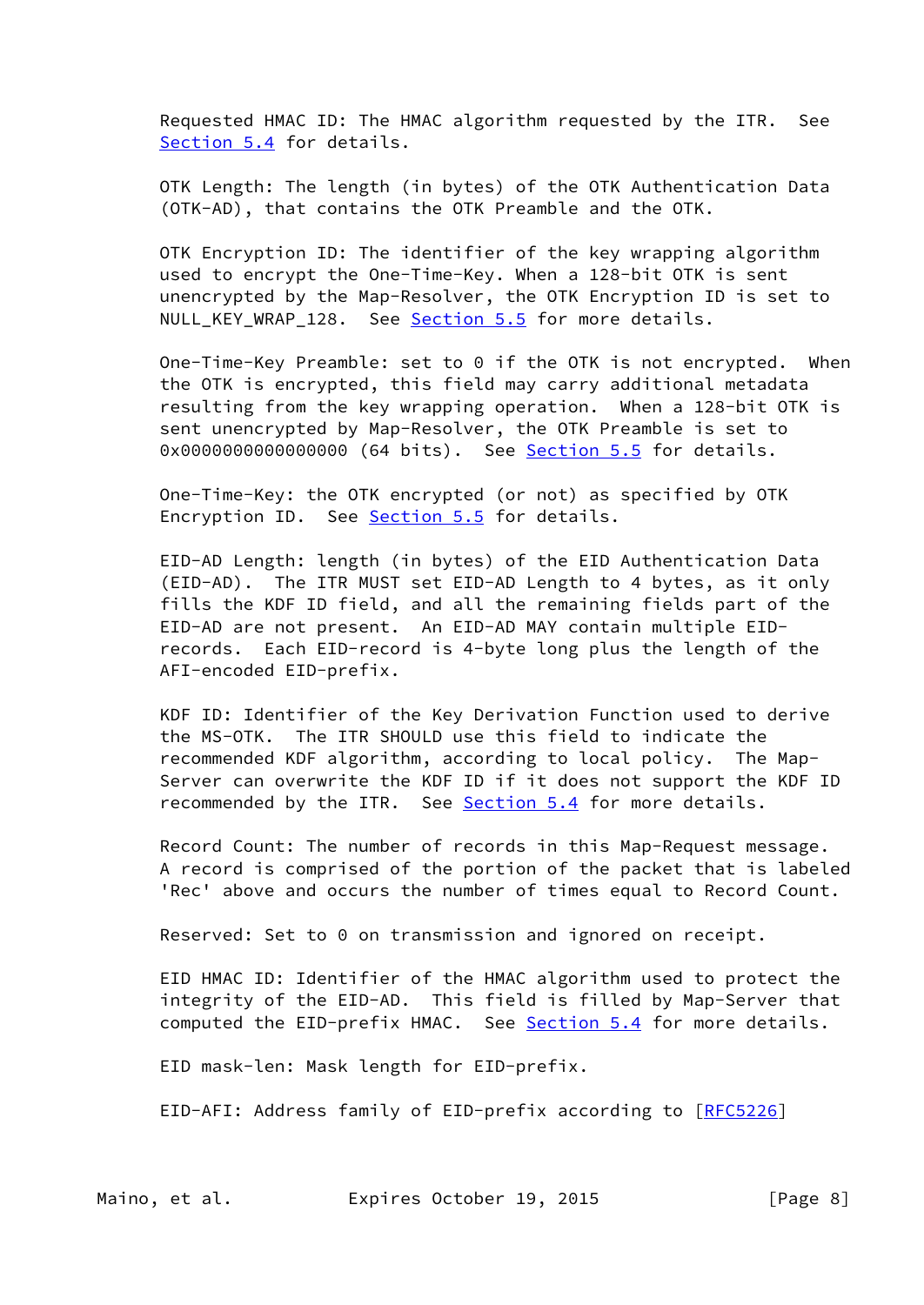Requested HMAC ID: The HMAC algorithm requested by the ITR. See Section 5.4 for details.

OTK Length: The length (in bytes) of the OTK Authentication Data (OTK-AD), that contains the OTK Preamble and the OTK.

OTK Encryption ID: The identifier of the key wrapping algorithm used to encrypt the One-Time-Key. When a 128-bit OTK is sent unencrypted by the Map-Resolver, the OTK Encryption ID is set to NULL_KEY_WRAP_128. See Section 5.5 for more details.

One-Time-Key Preamble: set to 0 if the OTK is not encrypted. When the OTK is encrypted, this field may carry additional metadata resulting from the key wrapping operation. When a 128-bit OTK is sent unencrypted by Map-Resolver, the OTK Preamble is set to 0x0000000000000000 (64 bits). See Section 5.5 for details.

One-Time-Key: the OTK encrypted (or not) as specified by OTK Encryption ID. See Section 5.5 for details.

EID-AD Length: length (in bytes) of the EID Authentication Data (EID-AD). The ITR MUST set EID-AD Length to 4 bytes, as it only fills the KDF ID field, and all the remaining fields part of the EID-AD are not present. An EID-AD MAY contain multiple EID-records. Each EID-record is 4-byte long plus the length of the AFI-encoded EID-prefix.

KDF ID: Identifier of the Key Derivation Function used to derive the MS-OTK. The ITR SHOULD use this field to indicate the recommended KDF algorithm, according to local policy. The Map-Server can overwrite the KDF ID if it does not support the KDF ID recommended by the ITR. See Section 5.4 for more details.

Record Count: The number of records in this Map-Request message. A record is comprised of the portion of the packet that is labeled 'Rec' above and occurs the number of times equal to Record Count.

Reserved: Set to 0 on transmission and ignored on receipt.

EID HMAC ID: Identifier of the HMAC algorithm used to protect the integrity of the EID-AD. This field is filled by Map-Server that computed the EID-prefix HMAC. See Section 5.4 for more details.

EID mask-len: Mask length for EID-prefix.

EID-AFI: Address family of EID-prefix according to [RFC5226]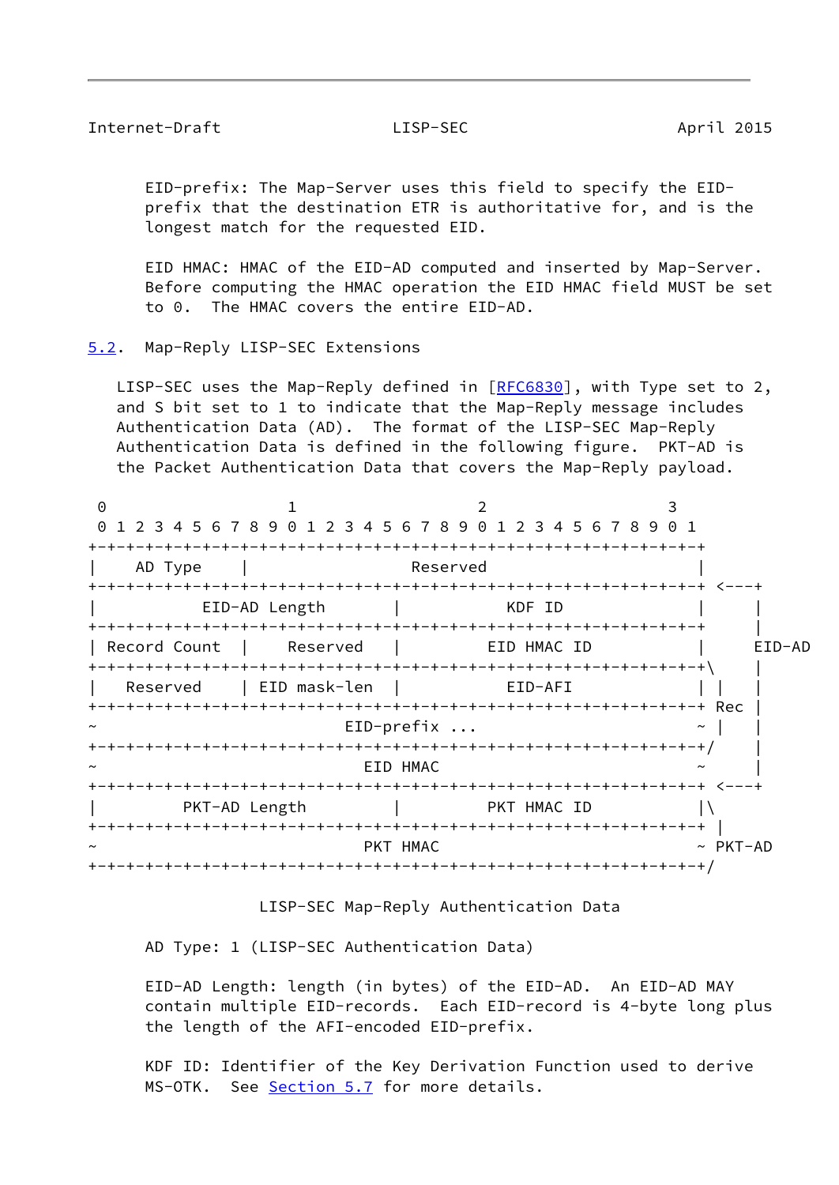EID-prefix: The Map-Server uses this field to specify the EID-prefix that the destination ETR is authoritative for, and is the longest match for the requested EID.

EID HMAC: HMAC of the EID-AD computed and inserted by Map-Server. Before computing the HMAC operation the EID HMAC field MUST be set to 0. The HMAC covers the entire EID-AD.

### 5.2. Map-Reply LISP-SEC Extensions

LISP-SEC uses the Map-Reply defined in [RFC6830], with Type set to 2, and S bit set to 1 to indicate that the Map-Reply message includes Authentication Data (AD). The format of the LISP-SEC Map-Reply Authentication Data is defined in the following figure. PKT-AD is the Packet Authentication Data that covers the Map-Reply payload.

```
 0                   1                   2                   3
 0 1 2 3 4 5 6 7 8 9 0 1 2 3 4 5 6 7 8 9 0 1 2 3 4 5 6 7 8 9 0 1
+-+-+-+-+-+-+-+-+-+-+-+-+-+-+-+-+-+-+-+-+-+-+-+-+-+-+-+-+-+-+-+-+
|    AD Type    |                   Reserved                    |
+-+-+-+-+-+-+-+-+-+-+-+-+-+-+-+-+-+-+-+-+-+-+-+-+-+-+-+-+-+-+-+-+ <---+
|           EID-AD Length       |           KDF ID              |     |
+-+-+-+-+-+-+-+-+-+-+-+-+-+-+-+-+-+-+-+-+-+-+-+-+-+-+-+-+-+-+-+-+     |
| Record Count  |    Reserved   |         EID HMAC ID           |   EID-AD
+-+-+-+-+-+-+-+-+-+-+-+-+-+-+-+-+-+-+-+-+-+-+-+-+-+-+-+-+-+-+-+-+\    |
|   Reserved    | EID mask-len  |           EID-AFI             | |   |
+-+-+-+-+-+-+-+-+-+-+-+-+-+-+-+-+-+-+-+-+-+-+-+-+-+-+-+-+-+-+-+-+ Rec |
~                          EID-prefix ...                       ~ |   |
+-+-+-+-+-+-+-+-+-+-+-+-+-+-+-+-+-+-+-+-+-+-+-+-+-+-+-+-+-+-+-+-+/    |
~                            EID HMAC                           ~     |
+-+-+-+-+-+-+-+-+-+-+-+-+-+-+-+-+-+-+-+-+-+-+-+-+-+-+-+-+-+-+-+-+ <---+
|         PKT-AD Length         |         PKT HMAC ID           |\
+-+-+-+-+-+-+-+-+-+-+-+-+-+-+-+-+-+-+-+-+-+-+-+-+-+-+-+-+-+-+-+-+ |
~                            PKT HMAC                           ~ PKT-AD
+-+-+-+-+-+-+-+-+-+-+-+-+-+-+-+-+-+-+-+-+-+-+-+-+-+-+-+-+-+-+-+-+/
```

LISP-SEC Map-Reply Authentication Data

AD Type: 1 (LISP-SEC Authentication Data)

EID-AD Length: length (in bytes) of the EID-AD. An EID-AD MAY contain multiple EID-records. Each EID-record is 4-byte long plus the length of the AFI-encoded EID-prefix.

KDF ID: Identifier of the Key Derivation Function used to derive MS-OTK. See Section 5.7 for more details.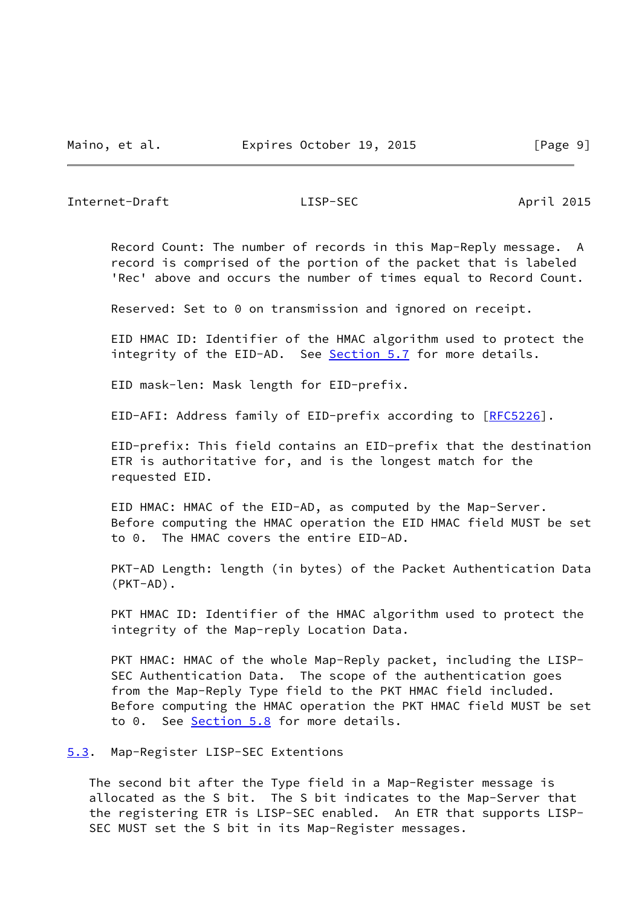Record Count: The number of records in this Map-Reply message. A record is comprised of the portion of the packet that is labeled 'Rec' above and occurs the number of times equal to Record Count.

Reserved: Set to 0 on transmission and ignored on receipt.

EID HMAC ID: Identifier of the HMAC algorithm used to protect the integrity of the EID-AD. See Section 5.7 for more details.

EID mask-len: Mask length for EID-prefix.

EID-AFI: Address family of EID-prefix according to [RFC5226].

EID-prefix: This field contains an EID-prefix that the destination ETR is authoritative for, and is the longest match for the requested EID.

EID HMAC: HMAC of the EID-AD, as computed by the Map-Server. Before computing the HMAC operation the EID HMAC field MUST be set to 0. The HMAC covers the entire EID-AD.

PKT-AD Length: length (in bytes) of the Packet Authentication Data (PKT-AD).

PKT HMAC ID: Identifier of the HMAC algorithm used to protect the integrity of the Map-reply Location Data.

PKT HMAC: HMAC of the whole Map-Reply packet, including the LISP-SEC Authentication Data. The scope of the authentication goes from the Map-Reply Type field to the PKT HMAC field included. Before computing the HMAC operation the PKT HMAC field MUST be set to 0. See Section 5.8 for more details.

## 5.3. Map-Register LISP-SEC Extentions

The second bit after the Type field in a Map-Register message is allocated as the S bit. The S bit indicates to the Map-Server that the registering ETR is LISP-SEC enabled. An ETR that supports LISP-SEC MUST set the S bit in its Map-Register messages.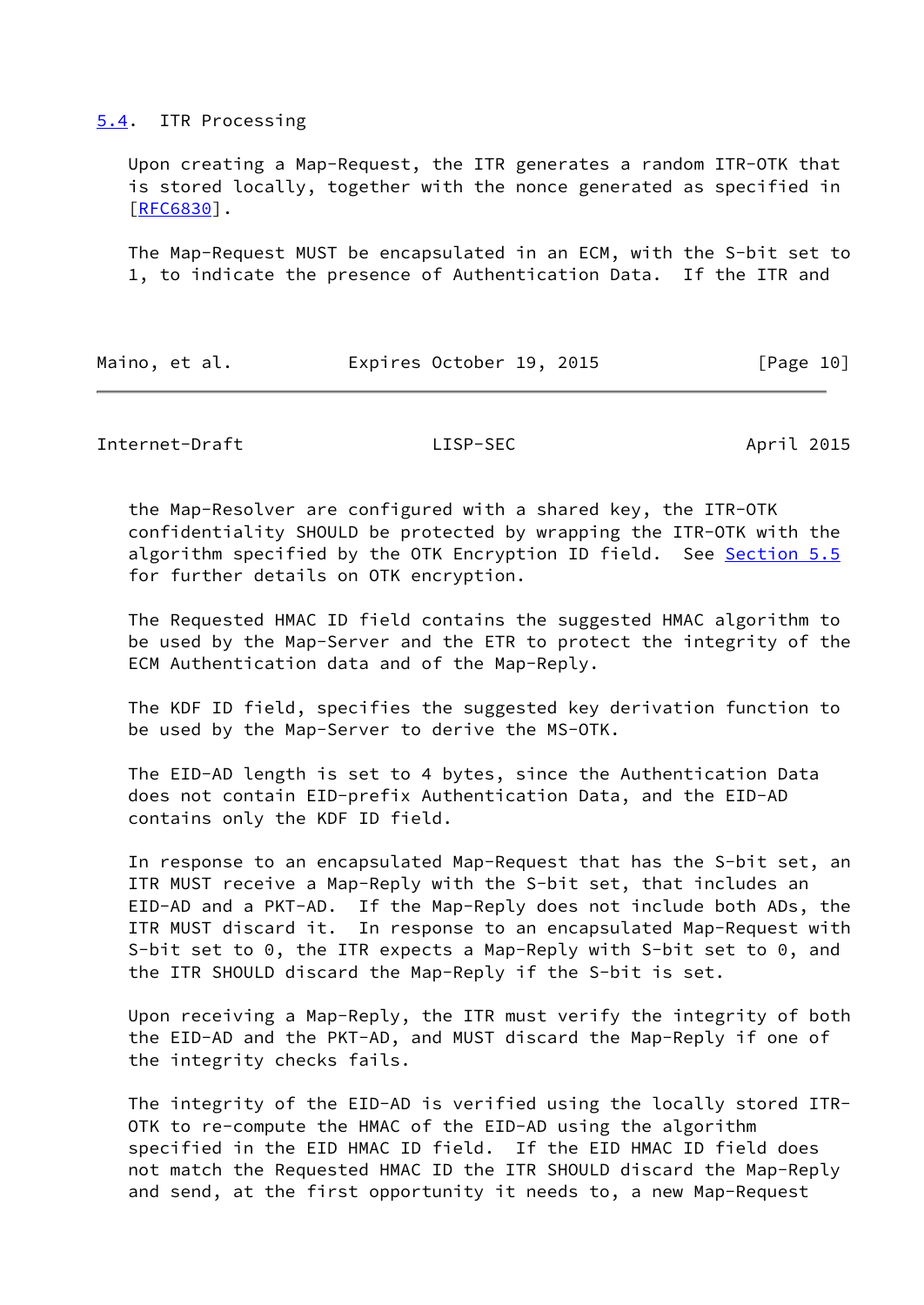### 5.4. ITR Processing

Upon creating a Map-Request, the ITR generates a random ITR-OTK that is stored locally, together with the nonce generated as specified in [RFC6830].

The Map-Request MUST be encapsulated in an ECM, with the S-bit set to 1, to indicate the presence of Authentication Data. If the ITR and the Map-Resolver are configured with a shared key, the ITR-OTK confidentiality SHOULD be protected by wrapping the ITR-OTK with the algorithm specified by the OTK Encryption ID field. See Section 5.5 for further details on OTK encryption.

The Requested HMAC ID field contains the suggested HMAC algorithm to be used by the Map-Server and the ETR to protect the integrity of the ECM Authentication data and of the Map-Reply.

The KDF ID field, specifies the suggested key derivation function to be used by the Map-Server to derive the MS-OTK.

The EID-AD length is set to 4 bytes, since the Authentication Data does not contain EID-prefix Authentication Data, and the EID-AD contains only the KDF ID field.

In response to an encapsulated Map-Request that has the S-bit set, an ITR MUST receive a Map-Reply with the S-bit set, that includes an EID-AD and a PKT-AD. If the Map-Reply does not include both ADs, the ITR MUST discard it. In response to an encapsulated Map-Request with S-bit set to 0, the ITR expects a Map-Reply with S-bit set to 0, and the ITR SHOULD discard the Map-Reply if the S-bit is set.

Upon receiving a Map-Reply, the ITR must verify the integrity of both the EID-AD and the PKT-AD, and MUST discard the Map-Reply if one of the integrity checks fails.

The integrity of the EID-AD is verified using the locally stored ITR-OTK to re-compute the HMAC of the EID-AD using the algorithm specified in the EID HMAC ID field. If the EID HMAC ID field does not match the Requested HMAC ID the ITR SHOULD discard the Map-Reply and send, at the first opportunity it needs to, a new Map-Request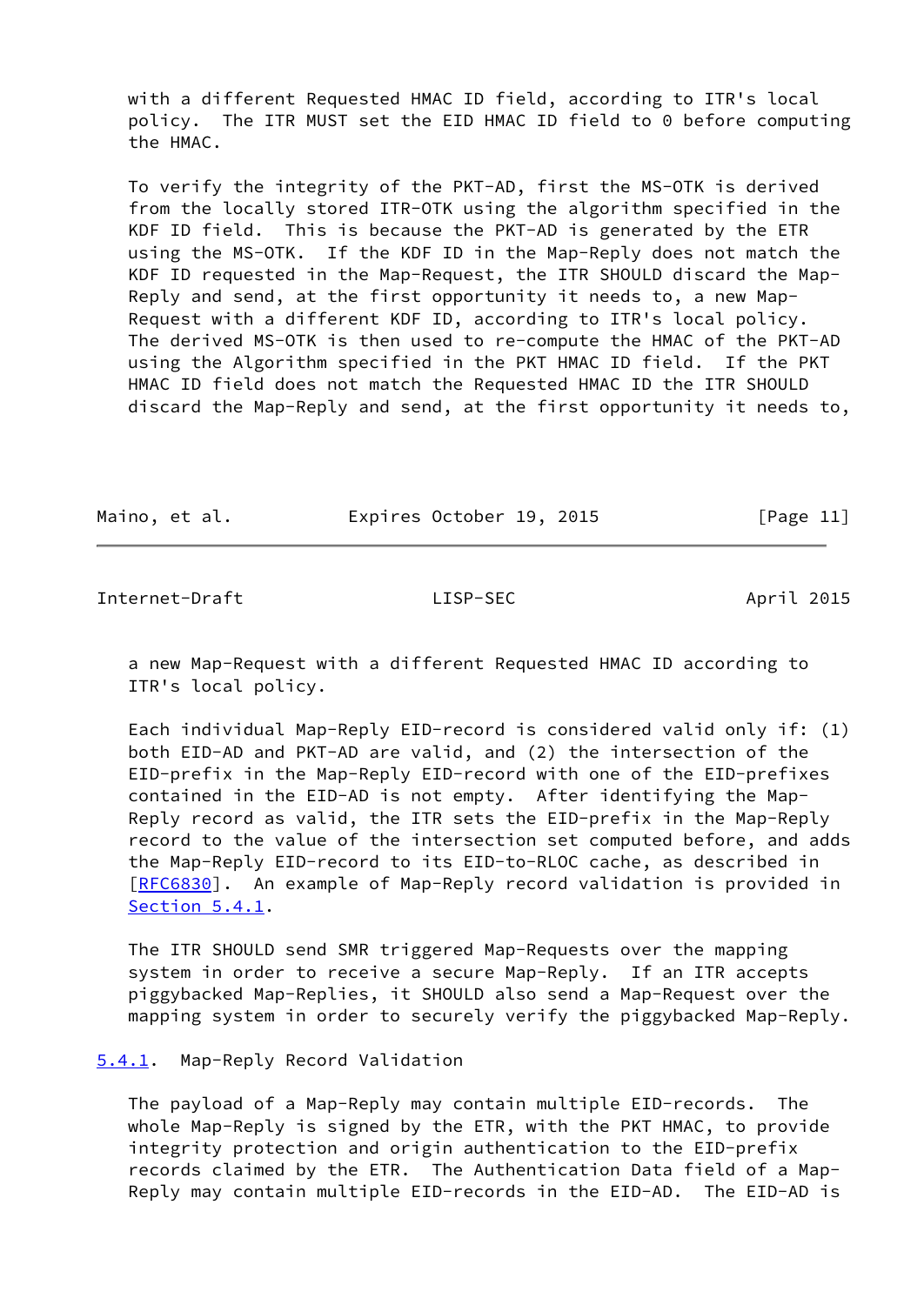with a different Requested HMAC ID field, according to ITR's local policy. The ITR MUST set the EID HMAC ID field to 0 before computing the HMAC.

To verify the integrity of the PKT-AD, first the MS-OTK is derived from the locally stored ITR-OTK using the algorithm specified in the KDF ID field. This is because the PKT-AD is generated by the ETR using the MS-OTK. If the KDF ID in the Map-Reply does not match the KDF ID requested in the Map-Request, the ITR SHOULD discard the Map-Reply and send, at the first opportunity it needs to, a new Map-Request with a different KDF ID, according to ITR's local policy. The derived MS-OTK is then used to re-compute the HMAC of the PKT-AD using the Algorithm specified in the PKT HMAC ID field. If the PKT HMAC ID field does not match the Requested HMAC ID the ITR SHOULD discard the Map-Reply and send, at the first opportunity it needs to, a new Map-Request with a different Requested HMAC ID according to ITR's local policy.

Each individual Map-Reply EID-record is considered valid only if: (1) both EID-AD and PKT-AD are valid, and (2) the intersection of the EID-prefix in the Map-Reply EID-record with one of the EID-prefixes contained in the EID-AD is not empty. After identifying the Map-Reply record as valid, the ITR sets the EID-prefix in the Map-Reply record to the value of the intersection set computed before, and adds the Map-Reply EID-record to its EID-to-RLOC cache, as described in [RFC6830]. An example of Map-Reply record validation is provided in Section 5.4.1.

The ITR SHOULD send SMR triggered Map-Requests over the mapping system in order to receive a secure Map-Reply. If an ITR accepts piggybacked Map-Replies, it SHOULD also send a Map-Request over the mapping system in order to securely verify the piggybacked Map-Reply.

### 5.4.1. Map-Reply Record Validation

The payload of a Map-Reply may contain multiple EID-records. The whole Map-Reply is signed by the ETR, with the PKT HMAC, to provide integrity protection and origin authentication to the EID-prefix records claimed by the ETR. The Authentication Data field of a Map-Reply may contain multiple EID-records in the EID-AD. The EID-AD is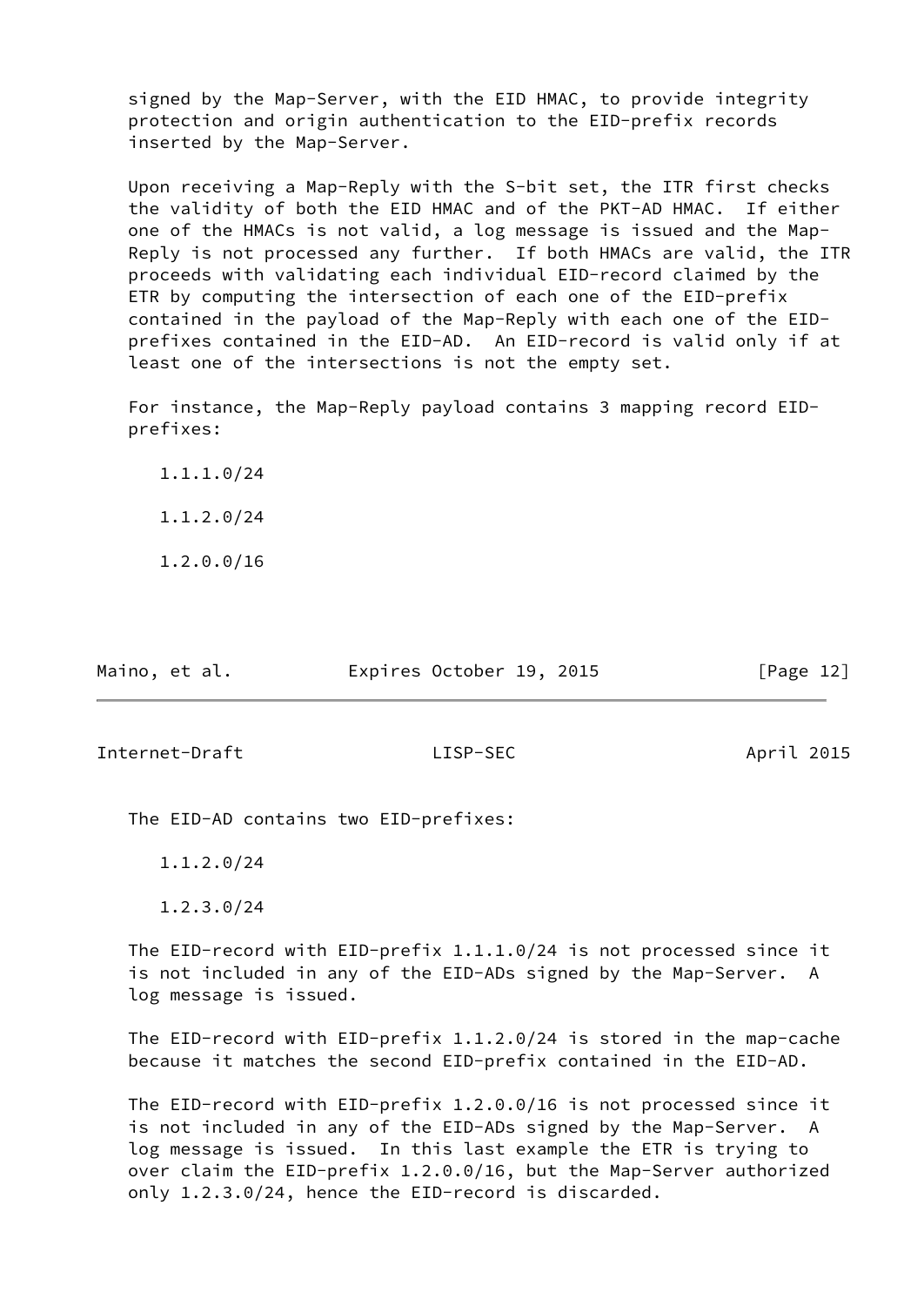signed by the Map-Server, with the EID HMAC, to provide integrity protection and origin authentication to the EID-prefix records inserted by the Map-Server.

Upon receiving a Map-Reply with the S-bit set, the ITR first checks the validity of both the EID HMAC and of the PKT-AD HMAC. If either one of the HMACs is not valid, a log message is issued and the Map-Reply is not processed any further. If both HMACs are valid, the ITR proceeds with validating each individual EID-record claimed by the ETR by computing the intersection of each one of the EID-prefix contained in the payload of the Map-Reply with each one of the EID-prefixes contained in the EID-AD. An EID-record is valid only if at least one of the intersections is not the empty set.

For instance, the Map-Reply payload contains 3 mapping record EID-prefixes:

1.1.1.0/24

1.1.2.0/24

1.2.0.0/16

The EID-AD contains two EID-prefixes:

1.1.2.0/24

1.2.3.0/24

The EID-record with EID-prefix 1.1.1.0/24 is not processed since it is not included in any of the EID-ADs signed by the Map-Server. A log message is issued.

The EID-record with EID-prefix 1.1.2.0/24 is stored in the map-cache because it matches the second EID-prefix contained in the EID-AD.

The EID-record with EID-prefix 1.2.0.0/16 is not processed since it is not included in any of the EID-ADs signed by the Map-Server. A log message is issued. In this last example the ETR is trying to over claim the EID-prefix 1.2.0.0/16, but the Map-Server authorized only 1.2.3.0/24, hence the EID-record is discarded.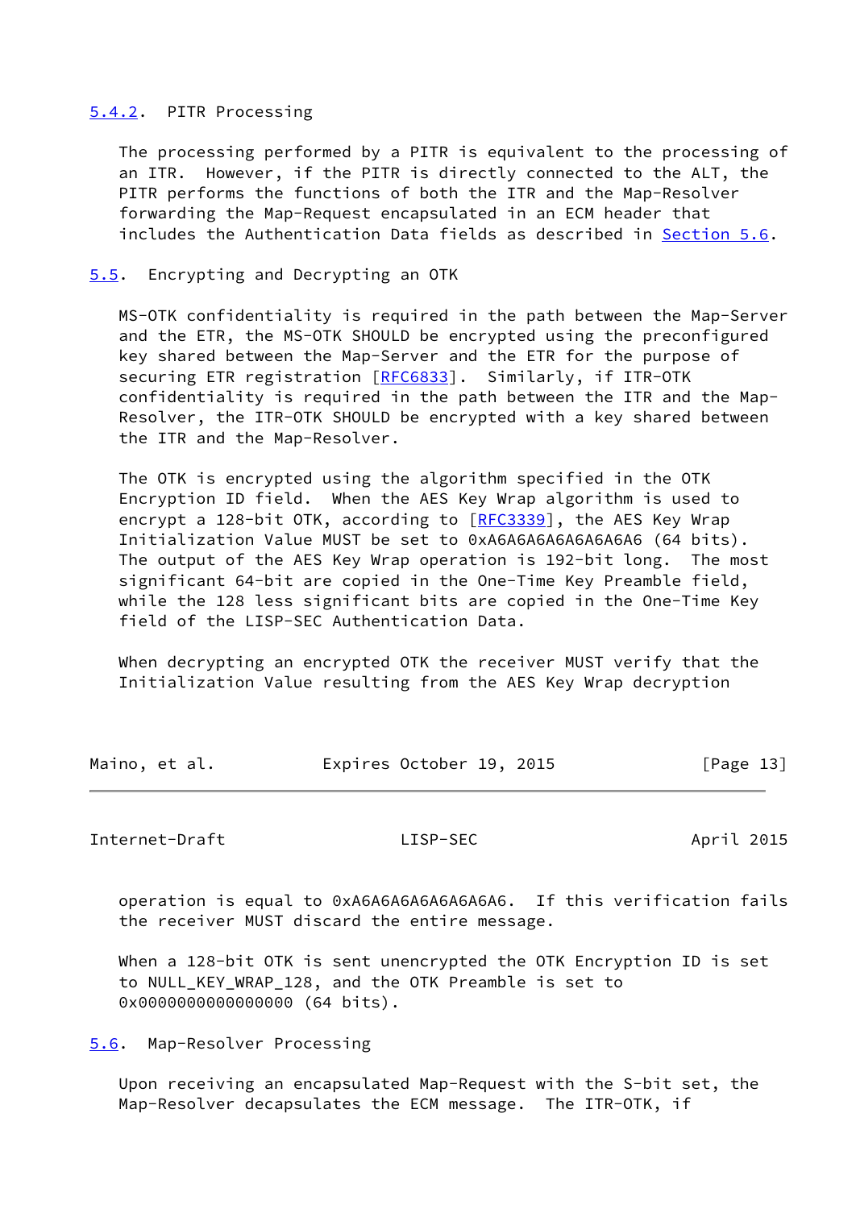### 5.4.2. PITR Processing

The processing performed by a PITR is equivalent to the processing of an ITR. However, if the PITR is directly connected to the ALT, the PITR performs the functions of both the ITR and the Map-Resolver forwarding the Map-Request encapsulated in an ECM header that includes the Authentication Data fields as described in Section 5.6.

## 5.5. Encrypting and Decrypting an OTK

MS-OTK confidentiality is required in the path between the Map-Server and the ETR, the MS-OTK SHOULD be encrypted using the preconfigured key shared between the Map-Server and the ETR for the purpose of securing ETR registration [RFC6833]. Similarly, if ITR-OTK confidentiality is required in the path between the ITR and the Map-Resolver, the ITR-OTK SHOULD be encrypted with a key shared between the ITR and the Map-Resolver.

The OTK is encrypted using the algorithm specified in the OTK Encryption ID field. When the AES Key Wrap algorithm is used to encrypt a 128-bit OTK, according to [RFC3339], the AES Key Wrap Initialization Value MUST be set to 0xA6A6A6A6A6A6A6A6 (64 bits). The output of the AES Key Wrap operation is 192-bit long. The most significant 64-bit are copied in the One-Time Key Preamble field, while the 128 less significant bits are copied in the One-Time Key field of the LISP-SEC Authentication Data.

When decrypting an encrypted OTK the receiver MUST verify that the Initialization Value resulting from the AES Key Wrap decryption operation is equal to 0xA6A6A6A6A6A6A6A6. If this verification fails the receiver MUST discard the entire message.

When a 128-bit OTK is sent unencrypted the OTK Encryption ID is set to NULL_KEY_WRAP_128, and the OTK Preamble is set to 0x0000000000000000 (64 bits).

## 5.6. Map-Resolver Processing

Upon receiving an encapsulated Map-Request with the S-bit set, the Map-Resolver decapsulates the ECM message. The ITR-OTK, if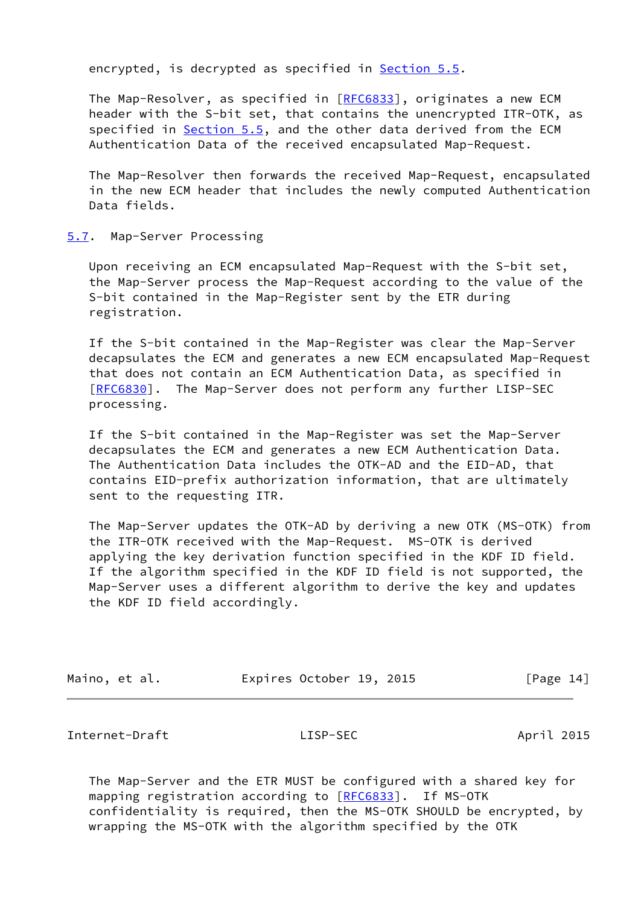encrypted, is decrypted as specified in Section 5.5.

The Map-Resolver, as specified in [RFC6833], originates a new ECM header with the S-bit set, that contains the unencrypted ITR-OTK, as specified in Section 5.5, and the other data derived from the ECM Authentication Data of the received encapsulated Map-Request.

The Map-Resolver then forwards the received Map-Request, encapsulated in the new ECM header that includes the newly computed Authentication Data fields.

### 5.7. Map-Server Processing

Upon receiving an ECM encapsulated Map-Request with the S-bit set, the Map-Server process the Map-Request according to the value of the S-bit contained in the Map-Register sent by the ETR during registration.

If the S-bit contained in the Map-Register was clear the Map-Server decapsulates the ECM and generates a new ECM encapsulated Map-Request that does not contain an ECM Authentication Data, as specified in [RFC6830]. The Map-Server does not perform any further LISP-SEC processing.

If the S-bit contained in the Map-Register was set the Map-Server decapsulates the ECM and generates a new ECM Authentication Data. The Authentication Data includes the OTK-AD and the EID-AD, that contains EID-prefix authorization information, that are ultimately sent to the requesting ITR.

The Map-Server updates the OTK-AD by deriving a new OTK (MS-OTK) from the ITR-OTK received with the Map-Request. MS-OTK is derived applying the key derivation function specified in the KDF ID field. If the algorithm specified in the KDF ID field is not supported, the Map-Server uses a different algorithm to derive the key and updates the KDF ID field accordingly.

The Map-Server and the ETR MUST be configured with a shared key for mapping registration according to [RFC6833]. If MS-OTK confidentiality is required, then the MS-OTK SHOULD be encrypted, by wrapping the MS-OTK with the algorithm specified by the OTK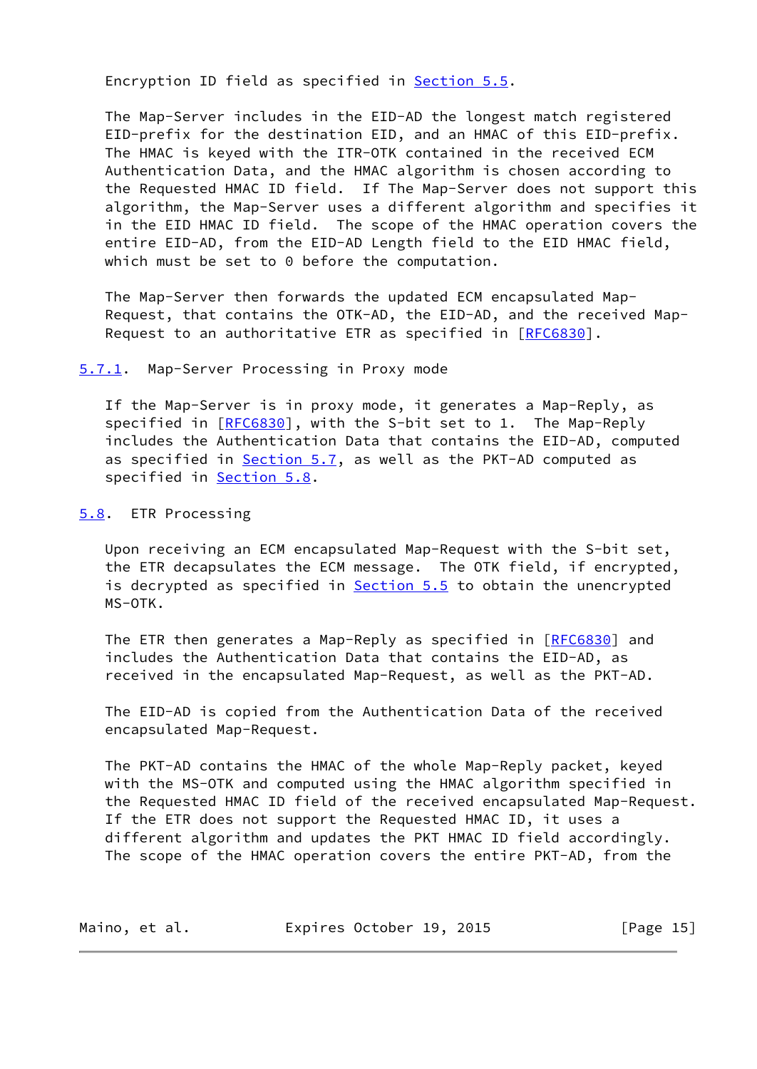Encryption ID field as specified in Section 5.5.

The Map-Server includes in the EID-AD the longest match registered EID-prefix for the destination EID, and an HMAC of this EID-prefix. The HMAC is keyed with the ITR-OTK contained in the received ECM Authentication Data, and the HMAC algorithm is chosen according to the Requested HMAC ID field. If The Map-Server does not support this algorithm, the Map-Server uses a different algorithm and specifies it in the EID HMAC ID field. The scope of the HMAC operation covers the entire EID-AD, from the EID-AD Length field to the EID HMAC field, which must be set to 0 before the computation.

The Map-Server then forwards the updated ECM encapsulated Map-Request, that contains the OTK-AD, the EID-AD, and the received Map-Request to an authoritative ETR as specified in [RFC6830].

### 5.7.1. Map-Server Processing in Proxy mode

If the Map-Server is in proxy mode, it generates a Map-Reply, as specified in [RFC6830], with the S-bit set to 1. The Map-Reply includes the Authentication Data that contains the EID-AD, computed as specified in Section 5.7, as well as the PKT-AD computed as specified in Section 5.8.

## 5.8. ETR Processing

Upon receiving an ECM encapsulated Map-Request with the S-bit set, the ETR decapsulates the ECM message. The OTK field, if encrypted, is decrypted as specified in Section 5.5 to obtain the unencrypted MS-OTK.

The ETR then generates a Map-Reply as specified in [RFC6830] and includes the Authentication Data that contains the EID-AD, as received in the encapsulated Map-Request, as well as the PKT-AD.

The EID-AD is copied from the Authentication Data of the received encapsulated Map-Request.

The PKT-AD contains the HMAC of the whole Map-Reply packet, keyed with the MS-OTK and computed using the HMAC algorithm specified in the Requested HMAC ID field of the received encapsulated Map-Request. If the ETR does not support the Requested HMAC ID, it uses a different algorithm and updates the PKT HMAC ID field accordingly. The scope of the HMAC operation covers the entire PKT-AD, from the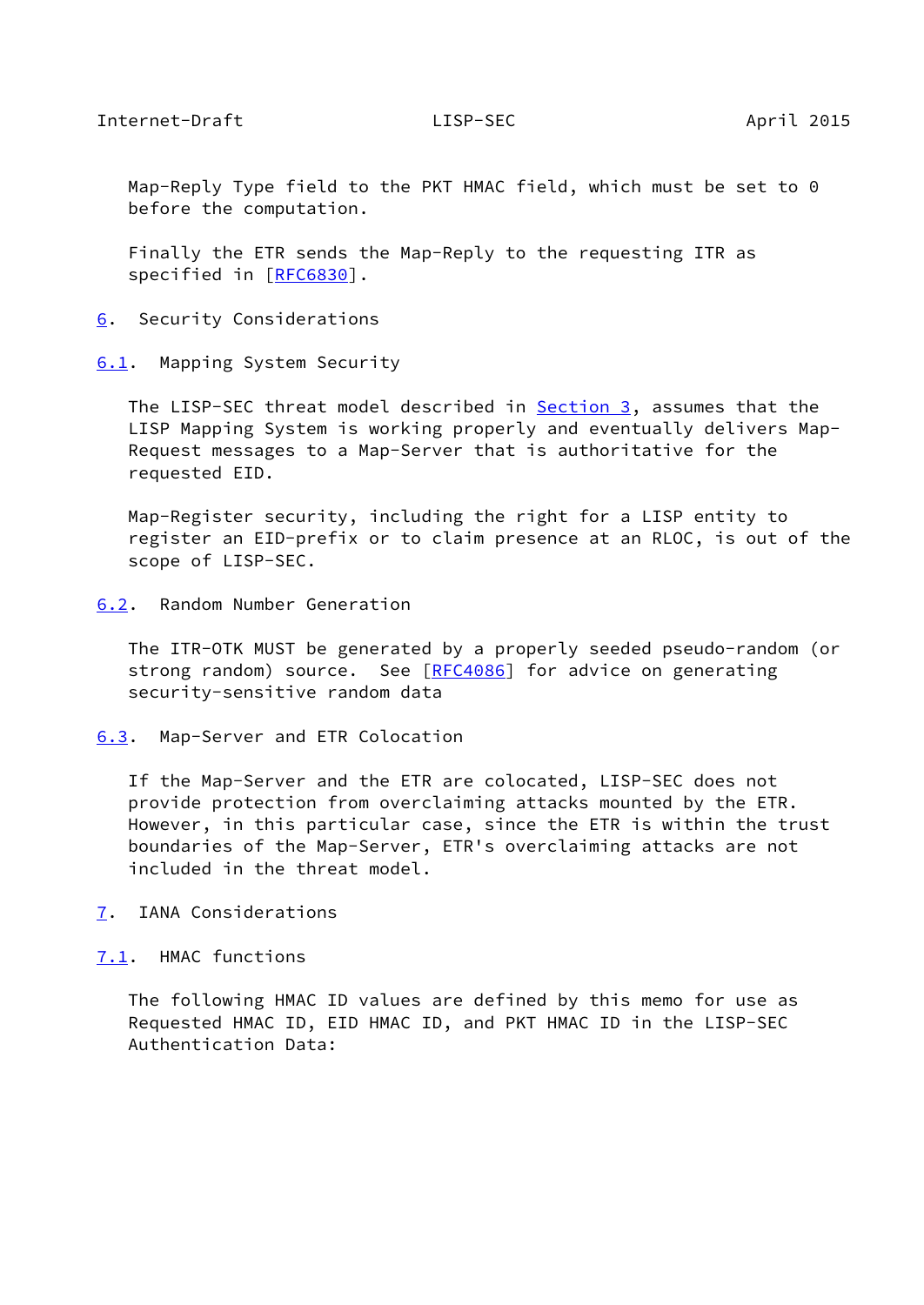Map-Reply Type field to the PKT HMAC field, which must be set to 0 before the computation.

Finally the ETR sends the Map-Reply to the requesting ITR as specified in [RFC6830].

## 6. Security Considerations

### 6.1. Mapping System Security

The LISP-SEC threat model described in Section 3, assumes that the LISP Mapping System is working properly and eventually delivers Map-Request messages to a Map-Server that is authoritative for the requested EID.

Map-Register security, including the right for a LISP entity to register an EID-prefix or to claim presence at an RLOC, is out of the scope of LISP-SEC.

### 6.2. Random Number Generation

The ITR-OTK MUST be generated by a properly seeded pseudo-random (or strong random) source. See [RFC4086] for advice on generating security-sensitive random data

### 6.3. Map-Server and ETR Colocation

If the Map-Server and the ETR are colocated, LISP-SEC does not provide protection from overclaiming attacks mounted by the ETR. However, in this particular case, since the ETR is within the trust boundaries of the Map-Server, ETR's overclaiming attacks are not included in the threat model.

## 7. IANA Considerations

### 7.1. HMAC functions

The following HMAC ID values are defined by this memo for use as Requested HMAC ID, EID HMAC ID, and PKT HMAC ID in the LISP-SEC Authentication Data: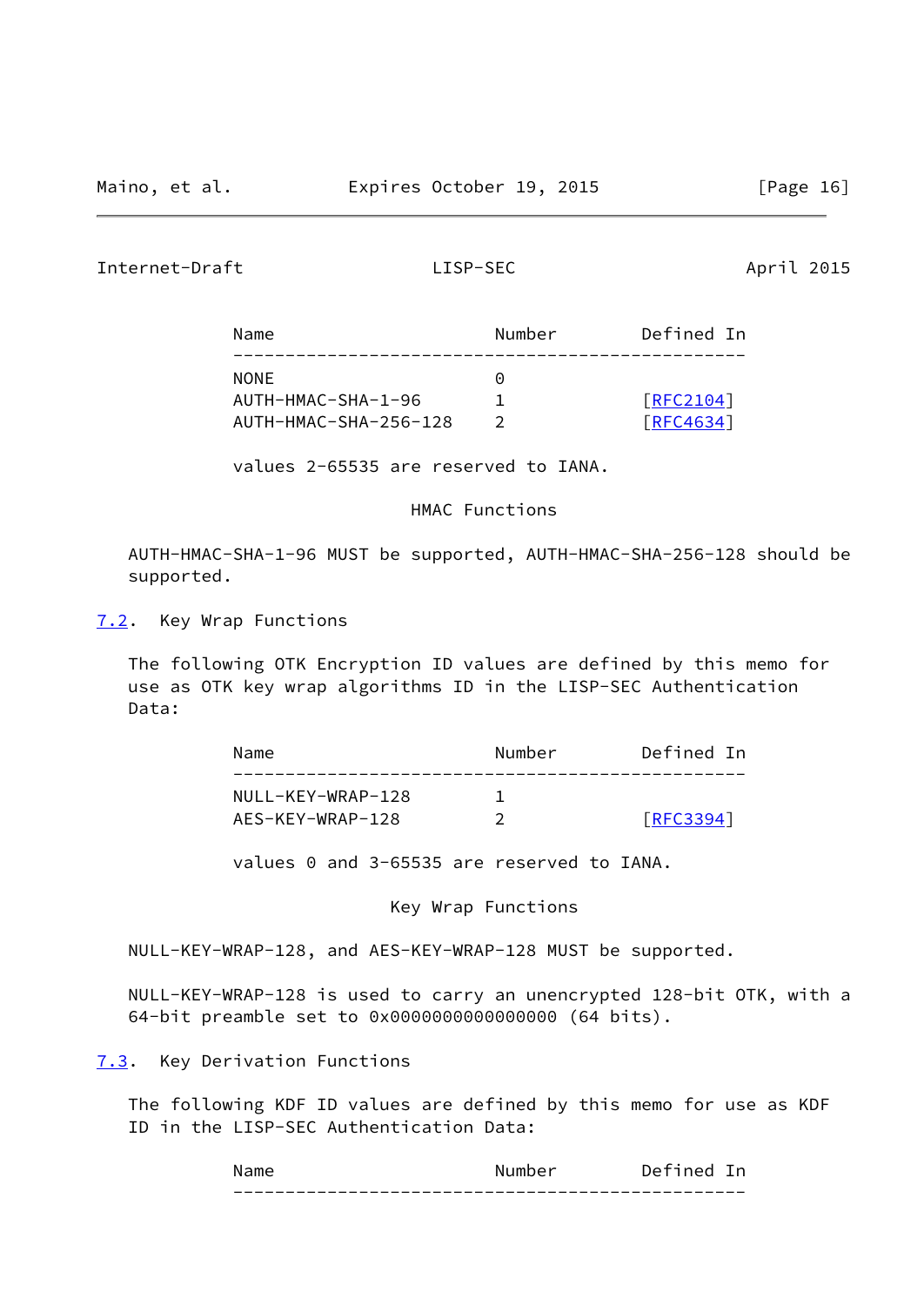| Name | Number | Defined In |
|---|---|---|
| NONE | 0 | |
| AUTH-HMAC-SHA-1-96 | 1 | [RFC2104] |
| AUTH-HMAC-SHA-256-128 | 2 | [RFC4634] |

values 2-65535 are reserved to IANA.

HMAC Functions

AUTH-HMAC-SHA-1-96 MUST be supported, AUTH-HMAC-SHA-256-128 should be supported.

### 7.2. Key Wrap Functions

The following OTK Encryption ID values are defined by this memo for use as OTK key wrap algorithms ID in the LISP-SEC Authentication Data:

| Name | Number | Defined In |
|---|---|---|
| NULL-KEY-WRAP-128 | 1 | |
| AES-KEY-WRAP-128 | 2 | [RFC3394] |

values 0 and 3-65535 are reserved to IANA.

Key Wrap Functions

NULL-KEY-WRAP-128, and AES-KEY-WRAP-128 MUST be supported.

NULL-KEY-WRAP-128 is used to carry an unencrypted 128-bit OTK, with a 64-bit preamble set to 0x0000000000000000 (64 bits).

### 7.3. Key Derivation Functions

The following KDF ID values are defined by this memo for use as KDF ID in the LISP-SEC Authentication Data:

| Name | Number | Defined In |
|---|---|---|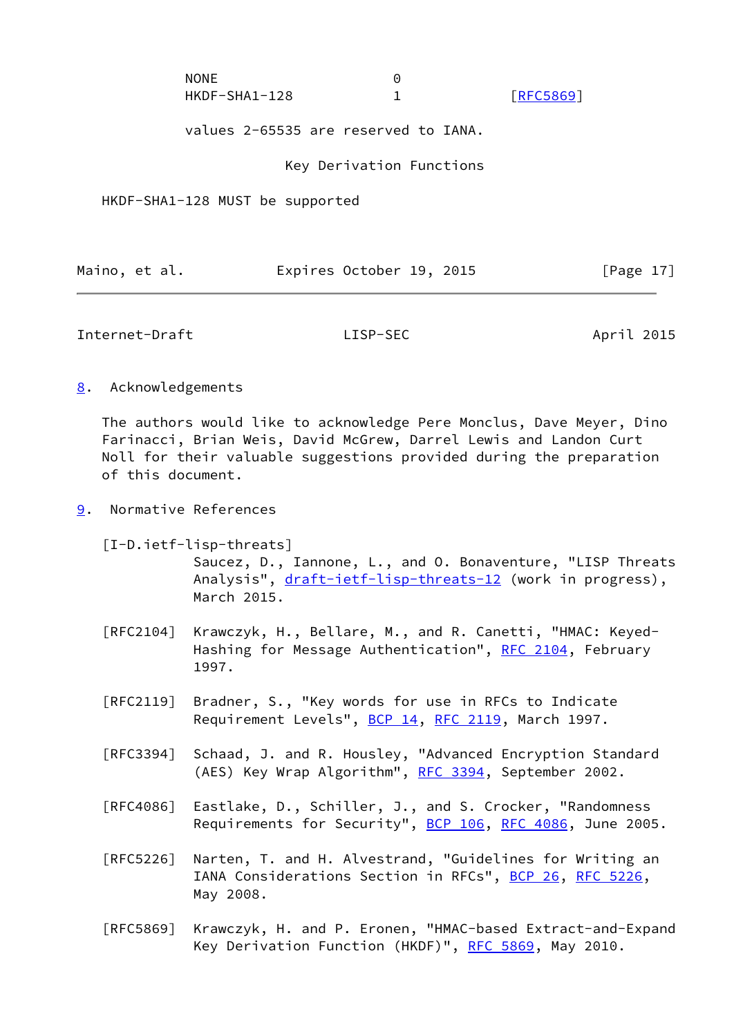| | | |
|---|---|---|
| NONE | 0 | |
| HKDF-SHA1-128 | 1 | [RFC5869] |

values 2-65535 are reserved to IANA.

Key Derivation Functions

HKDF-SHA1-128 MUST be supported

## 8. Acknowledgements

The authors would like to acknowledge Pere Monclus, Dave Meyer, Dino Farinacci, Brian Weis, David McGrew, Darrel Lewis and Landon Curt Noll for their valuable suggestions provided during the preparation of this document.

## 9. Normative References

[I-D.ietf-lisp-threats]
Saucez, D., Iannone, L., and O. Bonaventure, "LISP Threats Analysis", draft-ietf-lisp-threats-12 (work in progress), March 2015.

[RFC2104] Krawczyk, H., Bellare, M., and R. Canetti, "HMAC: Keyed-Hashing for Message Authentication", RFC 2104, February 1997.

[RFC2119] Bradner, S., "Key words for use in RFCs to Indicate Requirement Levels", BCP 14, RFC 2119, March 1997.

[RFC3394] Schaad, J. and R. Housley, "Advanced Encryption Standard (AES) Key Wrap Algorithm", RFC 3394, September 2002.

[RFC4086] Eastlake, D., Schiller, J., and S. Crocker, "Randomness Requirements for Security", BCP 106, RFC 4086, June 2005.

[RFC5226] Narten, T. and H. Alvestrand, "Guidelines for Writing an IANA Considerations Section in RFCs", BCP 26, RFC 5226, May 2008.

[RFC5869] Krawczyk, H. and P. Eronen, "HMAC-based Extract-and-Expand Key Derivation Function (HKDF)", RFC 5869, May 2010.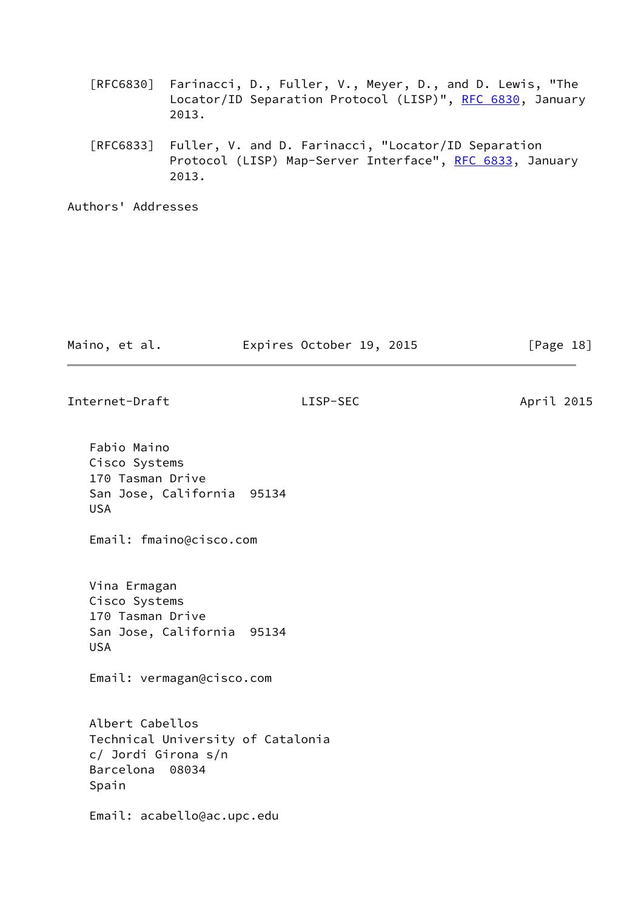[RFC6830] Farinacci, D., Fuller, V., Meyer, D., and D. Lewis, "The Locator/ID Separation Protocol (LISP)", RFC 6830, January 2013.

[RFC6833] Fuller, V. and D. Farinacci, "Locator/ID Separation Protocol (LISP) Map-Server Interface", RFC 6833, January 2013.

## Authors' Addresses

Fabio Maino
Cisco Systems
170 Tasman Drive
San Jose, California 95134
USA

Email: fmaino@cisco.com

Vina Ermagan
Cisco Systems
170 Tasman Drive
San Jose, California 95134
USA

Email: vermagan@cisco.com

Albert Cabellos
Technical University of Catalonia
c/ Jordi Girona s/n
Barcelona 08034
Spain

Email: acabello@ac.upc.edu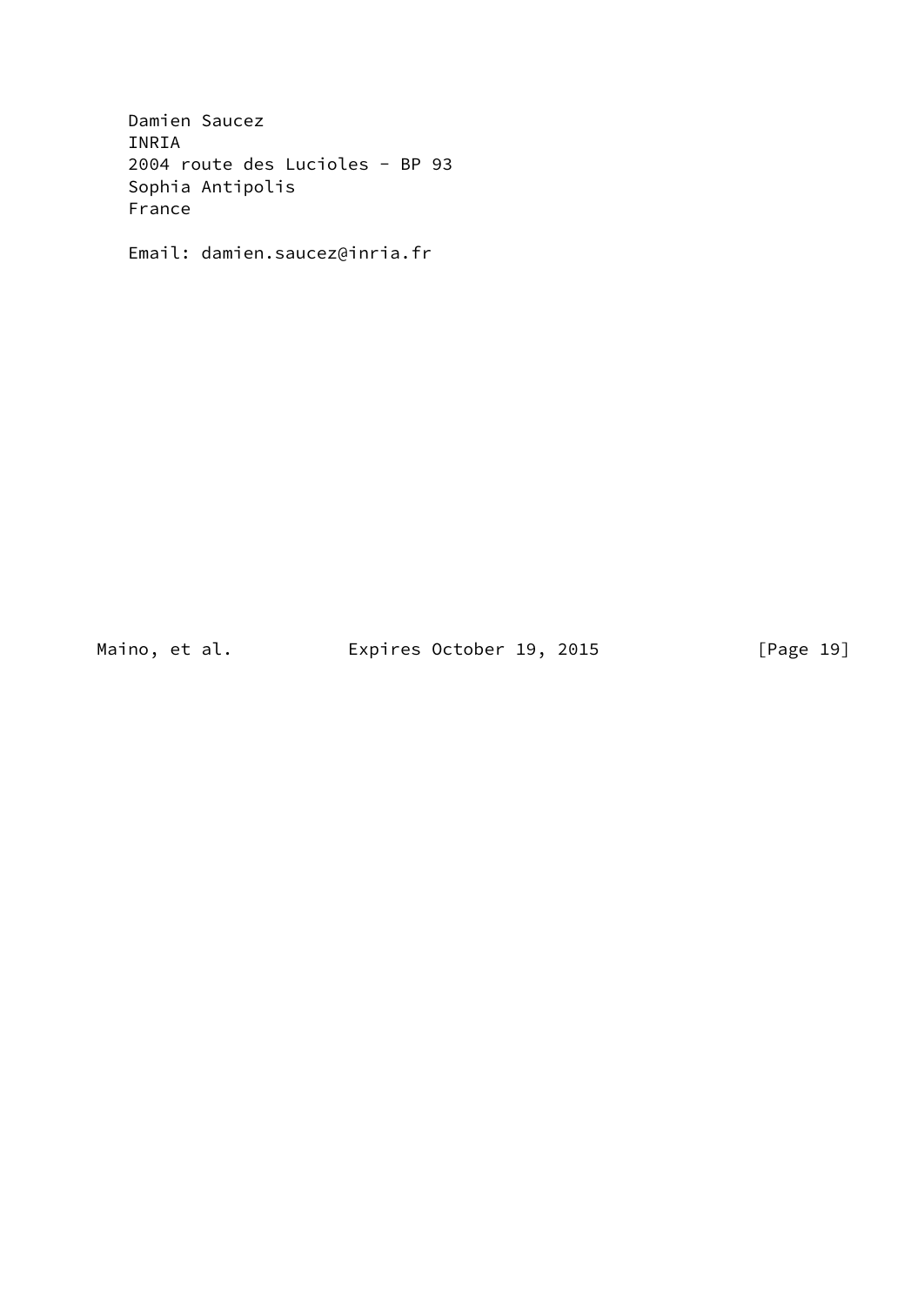Damien Saucez
INRIA
2004 route des Lucioles - BP 93
Sophia Antipolis
France

Email: damien.saucez@inria.fr